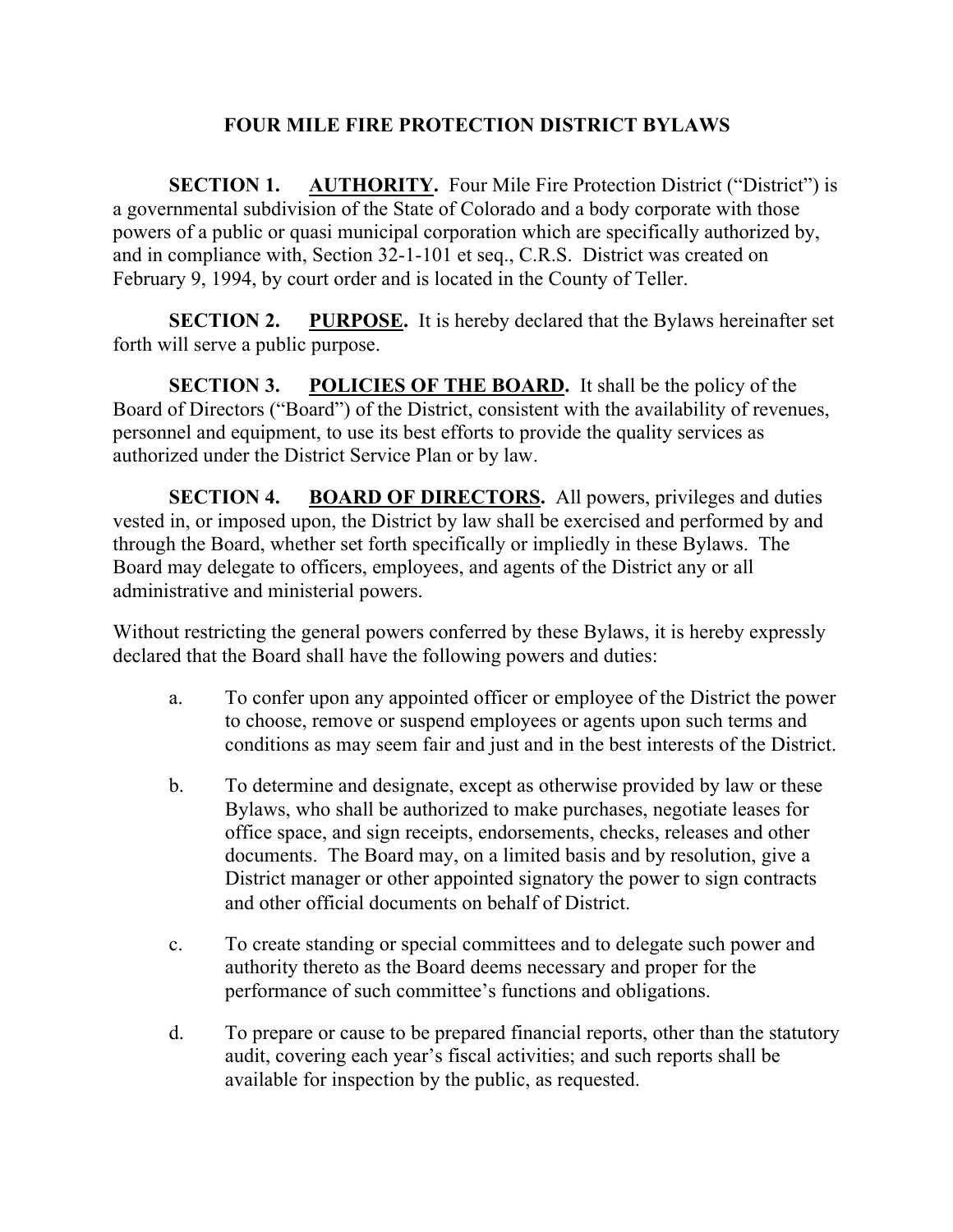# FOUR MILE FIRE PROTECTION DISTRICT BYLAWS

**SECTION 1. AUTHORITY.** Four Mile Fire Protection District ("District") is a governmental subdivision of the State of Colorado and a body corporate with those powers of a public or quasi municipal corporation which are specifically authorized by, and in compliance with, Section 32-1-101 et seq., C.R.S. District was created on February 9, 1994, by court order and is located in the County of Teller.

**SECTION 2. PURPOSE.** It is hereby declared that the Bylaws hereinafter set forth will serve a public purpose.

**SECTION 3. POLICIES OF THE BOARD.** It shall be the policy of the Board of Directors ("Board") of the District, consistent with the availability of revenues, personnel and equipment, to use its best efforts to provide the quality services as authorized under the District Service Plan or by law.

**SECTION 4. BOARD OF DIRECTORS.** All powers, privileges and duties vested in, or imposed upon, the District by law shall be exercised and performed by and through the Board, whether set forth specifically or impliedly in these Bylaws. The Board may delegate to officers, employees, and agents of the District any or all administrative and ministerial powers.

Without restricting the general powers conferred by these Bylaws, it is hereby expressly declared that the Board shall have the following powers and duties:

a. To confer upon any appointed officer or employee of the District the power to choose, remove or suspend employees or agents upon such terms and conditions as may seem fair and just and in the best interests of the District.

b. To determine and designate, except as otherwise provided by law or these Bylaws, who shall be authorized to make purchases, negotiate leases for office space, and sign receipts, endorsements, checks, releases and other documents. The Board may, on a limited basis and by resolution, give a District manager or other appointed signatory the power to sign contracts and other official documents on behalf of District.

c. To create standing or special committees and to delegate such power and authority thereto as the Board deems necessary and proper for the performance of such committee's functions and obligations.

d. To prepare or cause to be prepared financial reports, other than the statutory audit, covering each year's fiscal activities; and such reports shall be available for inspection by the public, as requested.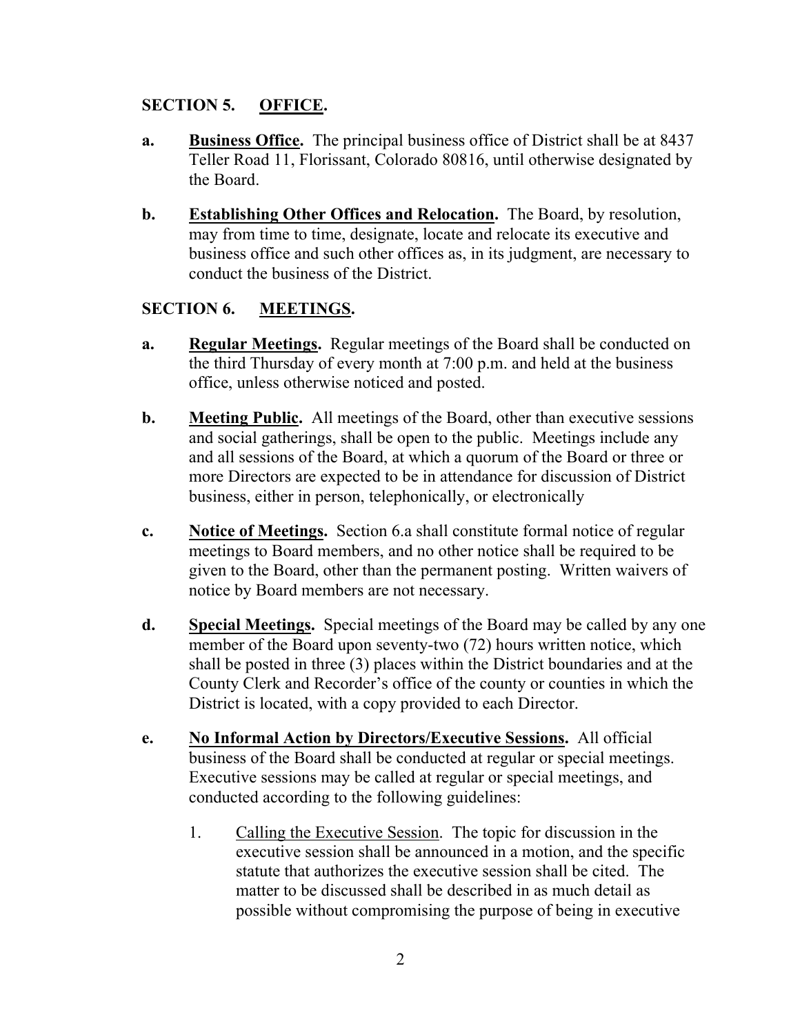## SECTION 5. OFFICE.

**a.** **Business Office.** The principal business office of District shall be at 8437 Teller Road 11, Florissant, Colorado 80816, until otherwise designated by the Board.

**b.** **Establishing Other Offices and Relocation.** The Board, by resolution, may from time to time, designate, locate and relocate its executive and business office and such other offices as, in its judgment, are necessary to conduct the business of the District.

## SECTION 6. MEETINGS.

**a.** **Regular Meetings.** Regular meetings of the Board shall be conducted on the third Thursday of every month at 7:00 p.m. and held at the business office, unless otherwise noticed and posted.

**b.** **Meeting Public.** All meetings of the Board, other than executive sessions and social gatherings, shall be open to the public. Meetings include any and all sessions of the Board, at which a quorum of the Board or three or more Directors are expected to be in attendance for discussion of District business, either in person, telephonically, or electronically

**c.** **Notice of Meetings.** Section 6.a shall constitute formal notice of regular meetings to Board members, and no other notice shall be required to be given to the Board, other than the permanent posting. Written waivers of notice by Board members are not necessary.

**d.** **Special Meetings.** Special meetings of the Board may be called by any one member of the Board upon seventy-two (72) hours written notice, which shall be posted in three (3) places within the District boundaries and at the County Clerk and Recorder's office of the county or counties in which the District is located, with a copy provided to each Director.

**e.** **No Informal Action by Directors/Executive Sessions.** All official business of the Board shall be conducted at regular or special meetings. Executive sessions may be called at regular or special meetings, and conducted according to the following guidelines:

1. Calling the Executive Session. The topic for discussion in the executive session shall be announced in a motion, and the specific statute that authorizes the executive session shall be cited. The matter to be discussed shall be described in as much detail as possible without compromising the purpose of being in executive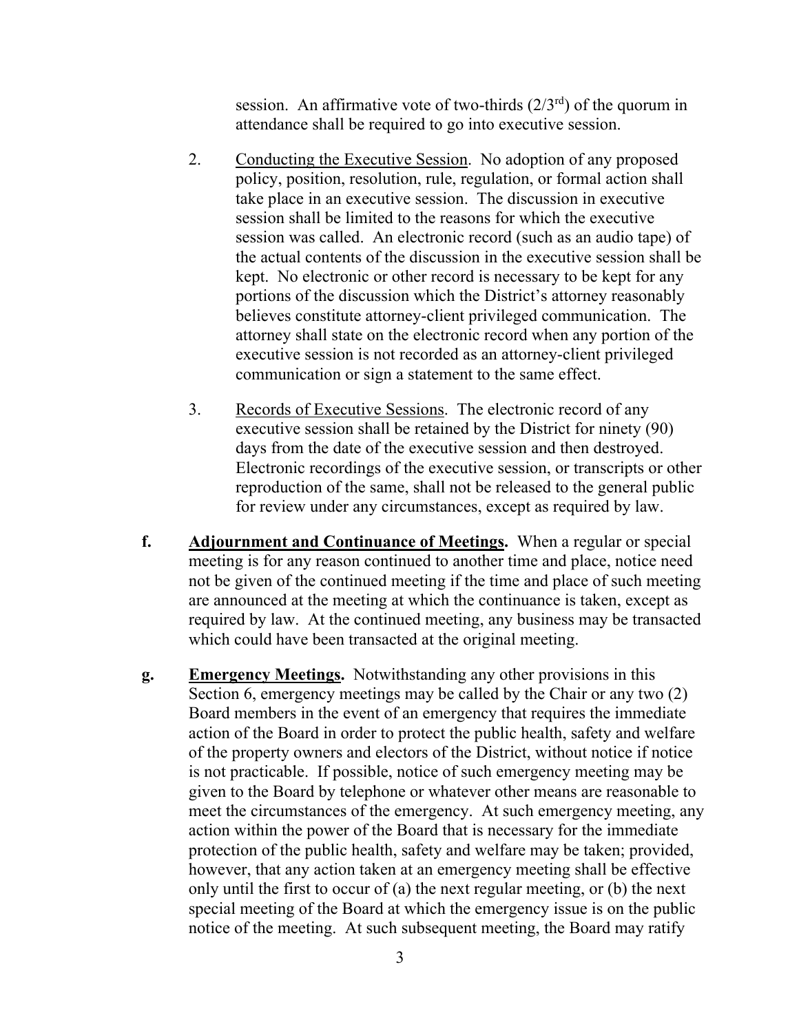session. An affirmative vote of two-thirds (2/3rd) of the quorum in attendance shall be required to go into executive session.

2. Conducting the Executive Session. No adoption of any proposed policy, position, resolution, rule, regulation, or formal action shall take place in an executive session. The discussion in executive session shall be limited to the reasons for which the executive session was called. An electronic record (such as an audio tape) of the actual contents of the discussion in the executive session shall be kept. No electronic or other record is necessary to be kept for any portions of the discussion which the District's attorney reasonably believes constitute attorney-client privileged communication. The attorney shall state on the electronic record when any portion of the executive session is not recorded as an attorney-client privileged communication or sign a statement to the same effect.

3. Records of Executive Sessions. The electronic record of any executive session shall be retained by the District for ninety (90) days from the date of the executive session and then destroyed. Electronic recordings of the executive session, or transcripts or other reproduction of the same, shall not be released to the general public for review under any circumstances, except as required by law.

**f. Adjournment and Continuance of Meetings.** When a regular or special meeting is for any reason continued to another time and place, notice need not be given of the continued meeting if the time and place of such meeting are announced at the meeting at which the continuance is taken, except as required by law. At the continued meeting, any business may be transacted which could have been transacted at the original meeting.

**g. Emergency Meetings.** Notwithstanding any other provisions in this Section 6, emergency meetings may be called by the Chair or any two (2) Board members in the event of an emergency that requires the immediate action of the Board in order to protect the public health, safety and welfare of the property owners and electors of the District, without notice if notice is not practicable. If possible, notice of such emergency meeting may be given to the Board by telephone or whatever other means are reasonable to meet the circumstances of the emergency. At such emergency meeting, any action within the power of the Board that is necessary for the immediate protection of the public health, safety and welfare may be taken; provided, however, that any action taken at an emergency meeting shall be effective only until the first to occur of (a) the next regular meeting, or (b) the next special meeting of the Board at which the emergency issue is on the public notice of the meeting. At such subsequent meeting, the Board may ratify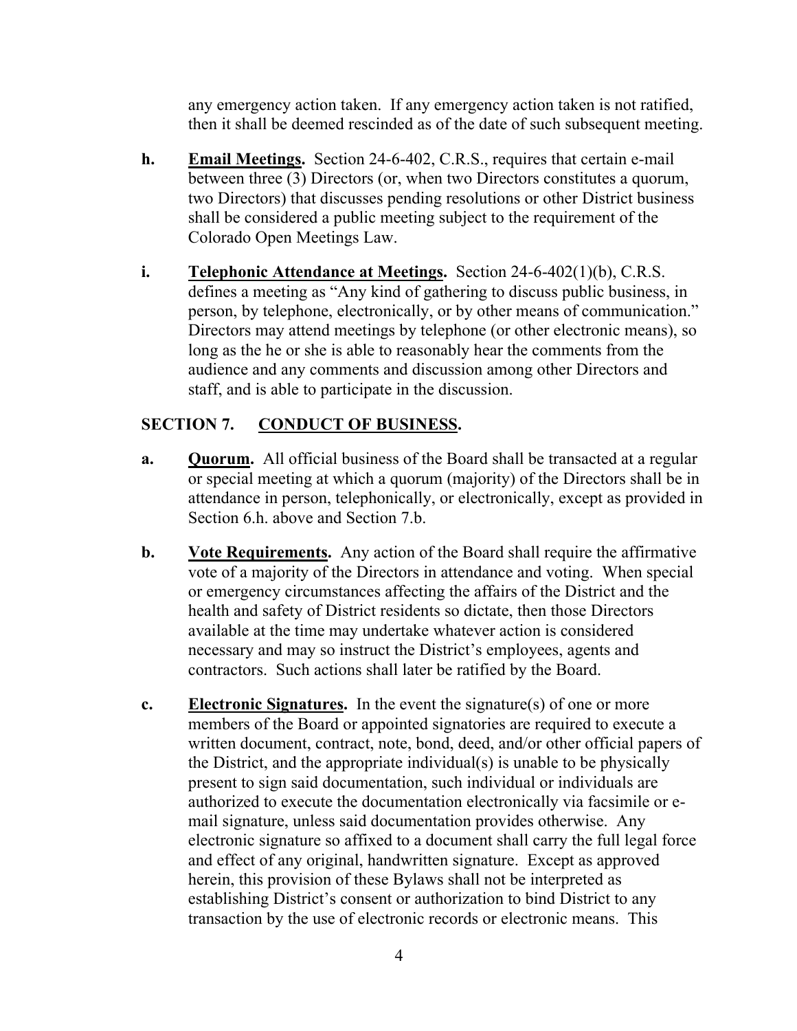any emergency action taken. If any emergency action taken is not ratified, then it shall be deemed rescinded as of the date of such subsequent meeting.

**h.** **Email Meetings.** Section 24-6-402, C.R.S., requires that certain e-mail between three (3) Directors (or, when two Directors constitutes a quorum, two Directors) that discusses pending resolutions or other District business shall be considered a public meeting subject to the requirement of the Colorado Open Meetings Law.

**i.** **Telephonic Attendance at Meetings.** Section 24-6-402(1)(b), C.R.S. defines a meeting as "Any kind of gathering to discuss public business, in person, by telephone, electronically, or by other means of communication." Directors may attend meetings by telephone (or other electronic means), so long as the he or she is able to reasonably hear the comments from the audience and any comments and discussion among other Directors and staff, and is able to participate in the discussion.

## SECTION 7. CONDUCT OF BUSINESS.

**a.** **Quorum.** All official business of the Board shall be transacted at a regular or special meeting at which a quorum (majority) of the Directors shall be in attendance in person, telephonically, or electronically, except as provided in Section 6.h. above and Section 7.b.

**b.** **Vote Requirements.** Any action of the Board shall require the affirmative vote of a majority of the Directors in attendance and voting. When special or emergency circumstances affecting the affairs of the District and the health and safety of District residents so dictate, then those Directors available at the time may undertake whatever action is considered necessary and may so instruct the District's employees, agents and contractors. Such actions shall later be ratified by the Board.

**c.** **Electronic Signatures.** In the event the signature(s) of one or more members of the Board or appointed signatories are required to execute a written document, contract, note, bond, deed, and/or other official papers of the District, and the appropriate individual(s) is unable to be physically present to sign said documentation, such individual or individuals are authorized to execute the documentation electronically via facsimile or e-mail signature, unless said documentation provides otherwise. Any electronic signature so affixed to a document shall carry the full legal force and effect of any original, handwritten signature. Except as approved herein, this provision of these Bylaws shall not be interpreted as establishing District's consent or authorization to bind District to any transaction by the use of electronic records or electronic means. This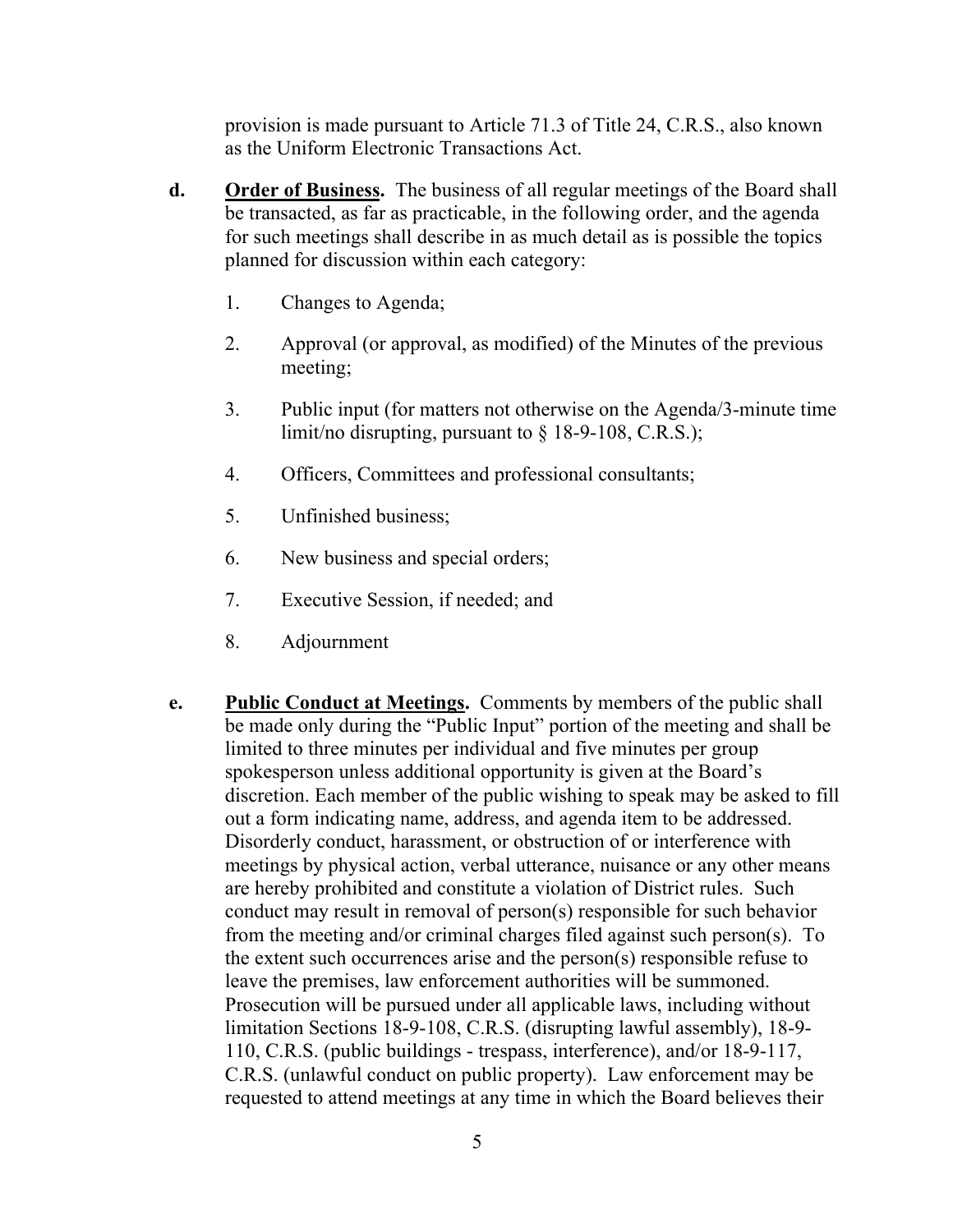provision is made pursuant to Article 71.3 of Title 24, C.R.S., also known as the Uniform Electronic Transactions Act.

**d.** **<u>Order of Business</u>.** The business of all regular meetings of the Board shall be transacted, as far as practicable, in the following order, and the agenda for such meetings shall describe in as much detail as is possible the topics planned for discussion within each category:

1. Changes to Agenda;
2. Approval (or approval, as modified) of the Minutes of the previous meeting;
3. Public input (for matters not otherwise on the Agenda/3-minute time limit/no disrupting, pursuant to § 18-9-108, C.R.S.);
4. Officers, Committees and professional consultants;
5. Unfinished business;
6. New business and special orders;
7. Executive Session, if needed; and
8. Adjournment

**e.** **<u>Public Conduct at Meetings</u>.** Comments by members of the public shall be made only during the "Public Input" portion of the meeting and shall be limited to three minutes per individual and five minutes per group spokesperson unless additional opportunity is given at the Board's discretion. Each member of the public wishing to speak may be asked to fill out a form indicating name, address, and agenda item to be addressed. Disorderly conduct, harassment, or obstruction of or interference with meetings by physical action, verbal utterance, nuisance or any other means are hereby prohibited and constitute a violation of District rules. Such conduct may result in removal of person(s) responsible for such behavior from the meeting and/or criminal charges filed against such person(s). To the extent such occurrences arise and the person(s) responsible refuse to leave the premises, law enforcement authorities will be summoned. Prosecution will be pursued under all applicable laws, including without limitation Sections 18-9-108, C.R.S. (disrupting lawful assembly), 18-9-110, C.R.S. (public buildings - trespass, interference), and/or 18-9-117, C.R.S. (unlawful conduct on public property). Law enforcement may be requested to attend meetings at any time in which the Board believes their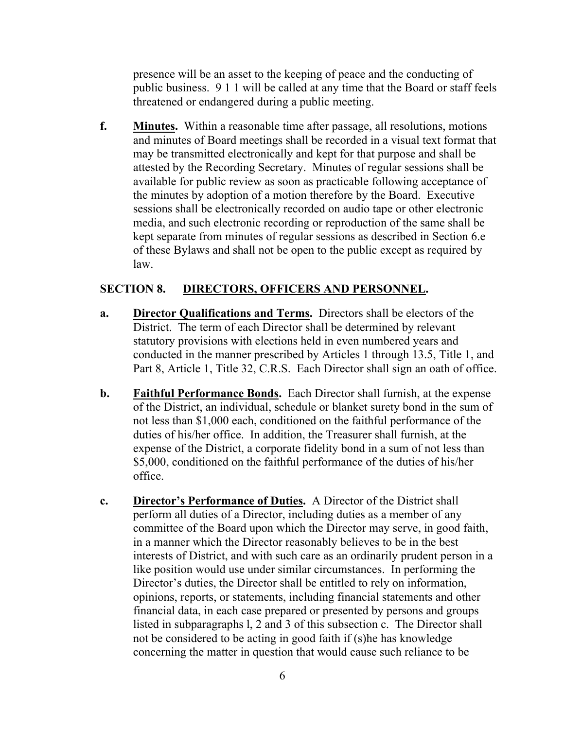presence will be an asset to the keeping of peace and the conducting of public business. 9 1 1 will be called at any time that the Board or staff feels threatened or endangered during a public meeting.

**f.** **Minutes.** Within a reasonable time after passage, all resolutions, motions and minutes of Board meetings shall be recorded in a visual text format that may be transmitted electronically and kept for that purpose and shall be attested by the Recording Secretary. Minutes of regular sessions shall be available for public review as soon as practicable following acceptance of the minutes by adoption of a motion therefore by the Board. Executive sessions shall be electronically recorded on audio tape or other electronic media, and such electronic recording or reproduction of the same shall be kept separate from minutes of regular sessions as described in Section 6.e of these Bylaws and shall not be open to the public except as required by law.

## SECTION 8. DIRECTORS, OFFICERS AND PERSONNEL.

**a.** **Director Qualifications and Terms.** Directors shall be electors of the District. The term of each Director shall be determined by relevant statutory provisions with elections held in even numbered years and conducted in the manner prescribed by Articles 1 through 13.5, Title 1, and Part 8, Article 1, Title 32, C.R.S. Each Director shall sign an oath of office.

**b.** **Faithful Performance Bonds.** Each Director shall furnish, at the expense of the District, an individual, schedule or blanket surety bond in the sum of not less than $1,000 each, conditioned on the faithful performance of the duties of his/her office. In addition, the Treasurer shall furnish, at the expense of the District, a corporate fidelity bond in a sum of not less than $5,000, conditioned on the faithful performance of the duties of his/her office.

**c.** **Director's Performance of Duties.** A Director of the District shall perform all duties of a Director, including duties as a member of any committee of the Board upon which the Director may serve, in good faith, in a manner which the Director reasonably believes to be in the best interests of District, and with such care as an ordinarily prudent person in a like position would use under similar circumstances. In performing the Director's duties, the Director shall be entitled to rely on information, opinions, reports, or statements, including financial statements and other financial data, in each case prepared or presented by persons and groups listed in subparagraphs l, 2 and 3 of this subsection c. The Director shall not be considered to be acting in good faith if (s)he has knowledge concerning the matter in question that would cause such reliance to be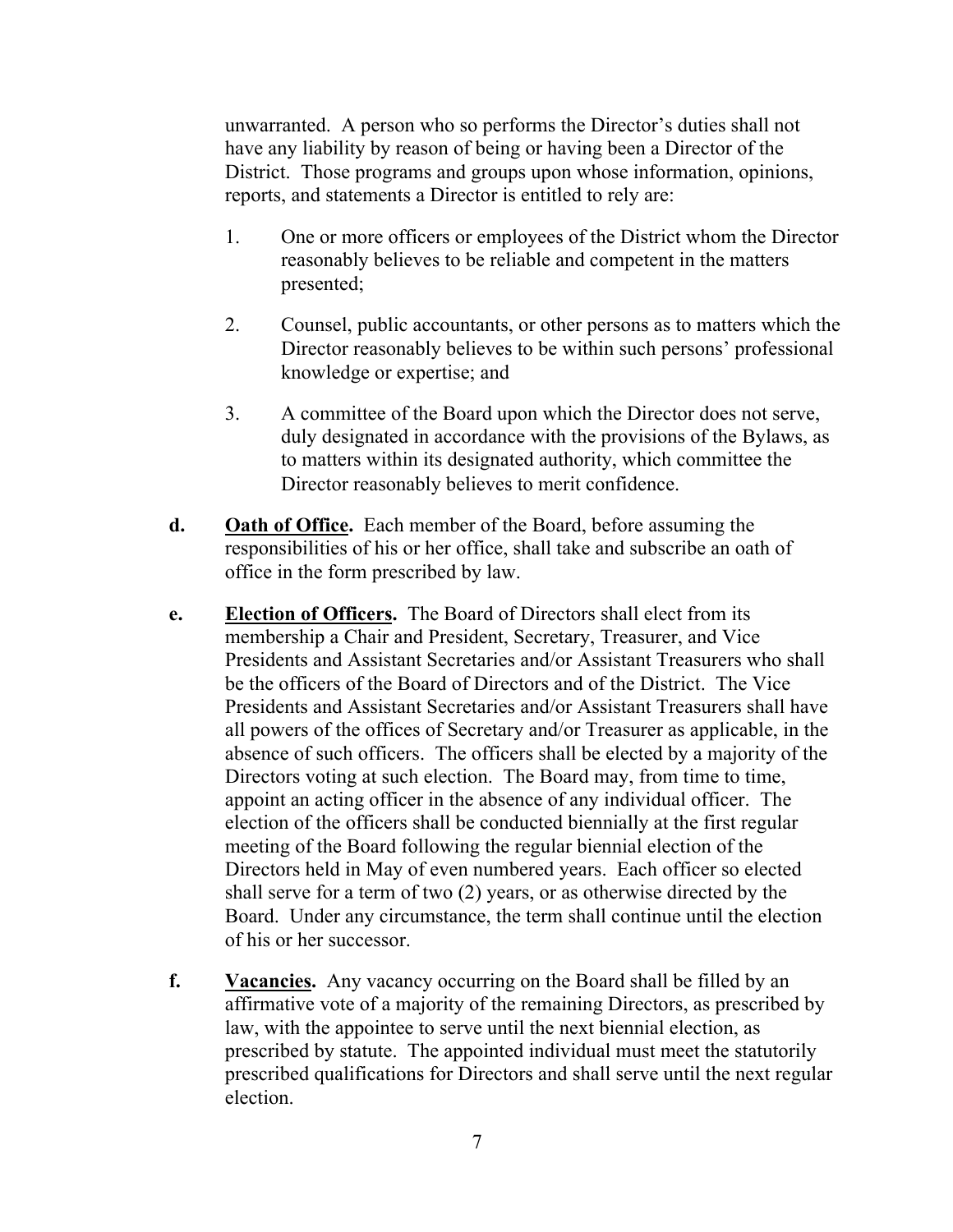unwarranted. A person who so performs the Director's duties shall not have any liability by reason of being or having been a Director of the District. Those programs and groups upon whose information, opinions, reports, and statements a Director is entitled to rely are:

1. One or more officers or employees of the District whom the Director reasonably believes to be reliable and competent in the matters presented;

2. Counsel, public accountants, or other persons as to matters which the Director reasonably believes to be within such persons' professional knowledge or expertise; and

3. A committee of the Board upon which the Director does not serve, duly designated in accordance with the provisions of the Bylaws, as to matters within its designated authority, which committee the Director reasonably believes to merit confidence.

**d. <u>Oath of Office</u>.** Each member of the Board, before assuming the responsibilities of his or her office, shall take and subscribe an oath of office in the form prescribed by law.

**e. <u>Election of Officers</u>.** The Board of Directors shall elect from its membership a Chair and President, Secretary, Treasurer, and Vice Presidents and Assistant Secretaries and/or Assistant Treasurers who shall be the officers of the Board of Directors and of the District. The Vice Presidents and Assistant Secretaries and/or Assistant Treasurers shall have all powers of the offices of Secretary and/or Treasurer as applicable, in the absence of such officers. The officers shall be elected by a majority of the Directors voting at such election. The Board may, from time to time, appoint an acting officer in the absence of any individual officer. The election of the officers shall be conducted biennially at the first regular meeting of the Board following the regular biennial election of the Directors held in May of even numbered years. Each officer so elected shall serve for a term of two (2) years, or as otherwise directed by the Board. Under any circumstance, the term shall continue until the election of his or her successor.

**f. <u>Vacancies</u>.** Any vacancy occurring on the Board shall be filled by an affirmative vote of a majority of the remaining Directors, as prescribed by law, with the appointee to serve until the next biennial election, as prescribed by statute. The appointed individual must meet the statutorily prescribed qualifications for Directors and shall serve until the next regular election.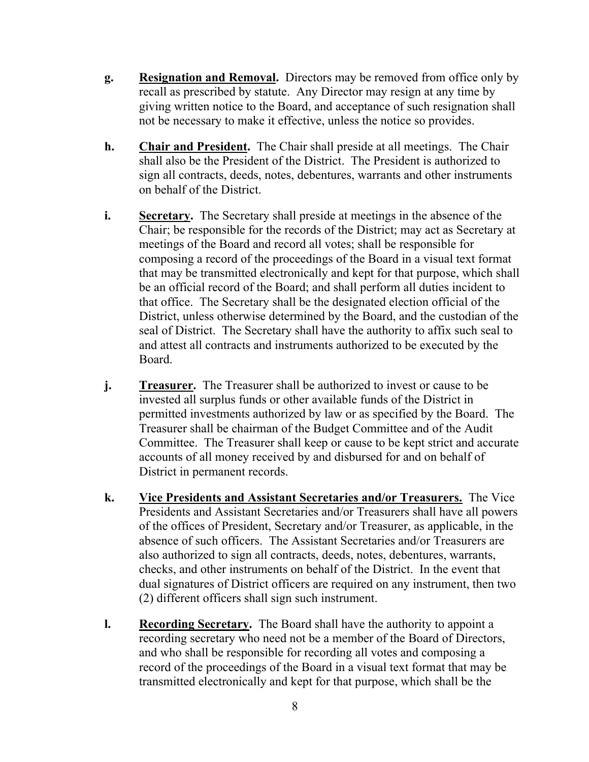g. **Resignation and Removal.** Directors may be removed from office only by recall as prescribed by statute. Any Director may resign at any time by giving written notice to the Board, and acceptance of such resignation shall not be necessary to make it effective, unless the notice so provides.

h. **Chair and President.** The Chair shall preside at all meetings. The Chair shall also be the President of the District. The President is authorized to sign all contracts, deeds, notes, debentures, warrants and other instruments on behalf of the District.

i. **Secretary.** The Secretary shall preside at meetings in the absence of the Chair; be responsible for the records of the District; may act as Secretary at meetings of the Board and record all votes; shall be responsible for composing a record of the proceedings of the Board in a visual text format that may be transmitted electronically and kept for that purpose, which shall be an official record of the Board; and shall perform all duties incident to that office. The Secretary shall be the designated election official of the District, unless otherwise determined by the Board, and the custodian of the seal of District. The Secretary shall have the authority to affix such seal to and attest all contracts and instruments authorized to be executed by the Board.

j. **Treasurer.** The Treasurer shall be authorized to invest or cause to be invested all surplus funds or other available funds of the District in permitted investments authorized by law or as specified by the Board. The Treasurer shall be chairman of the Budget Committee and of the Audit Committee. The Treasurer shall keep or cause to be kept strict and accurate accounts of all money received by and disbursed for and on behalf of District in permanent records.

k. **Vice Presidents and Assistant Secretaries and/or Treasurers.** The Vice Presidents and Assistant Secretaries and/or Treasurers shall have all powers of the offices of President, Secretary and/or Treasurer, as applicable, in the absence of such officers. The Assistant Secretaries and/or Treasurers are also authorized to sign all contracts, deeds, notes, debentures, warrants, checks, and other instruments on behalf of the District. In the event that dual signatures of District officers are required on any instrument, then two (2) different officers shall sign such instrument.

l. **Recording Secretary.** The Board shall have the authority to appoint a recording secretary who need not be a member of the Board of Directors, and who shall be responsible for recording all votes and composing a record of the proceedings of the Board in a visual text format that may be transmitted electronically and kept for that purpose, which shall be the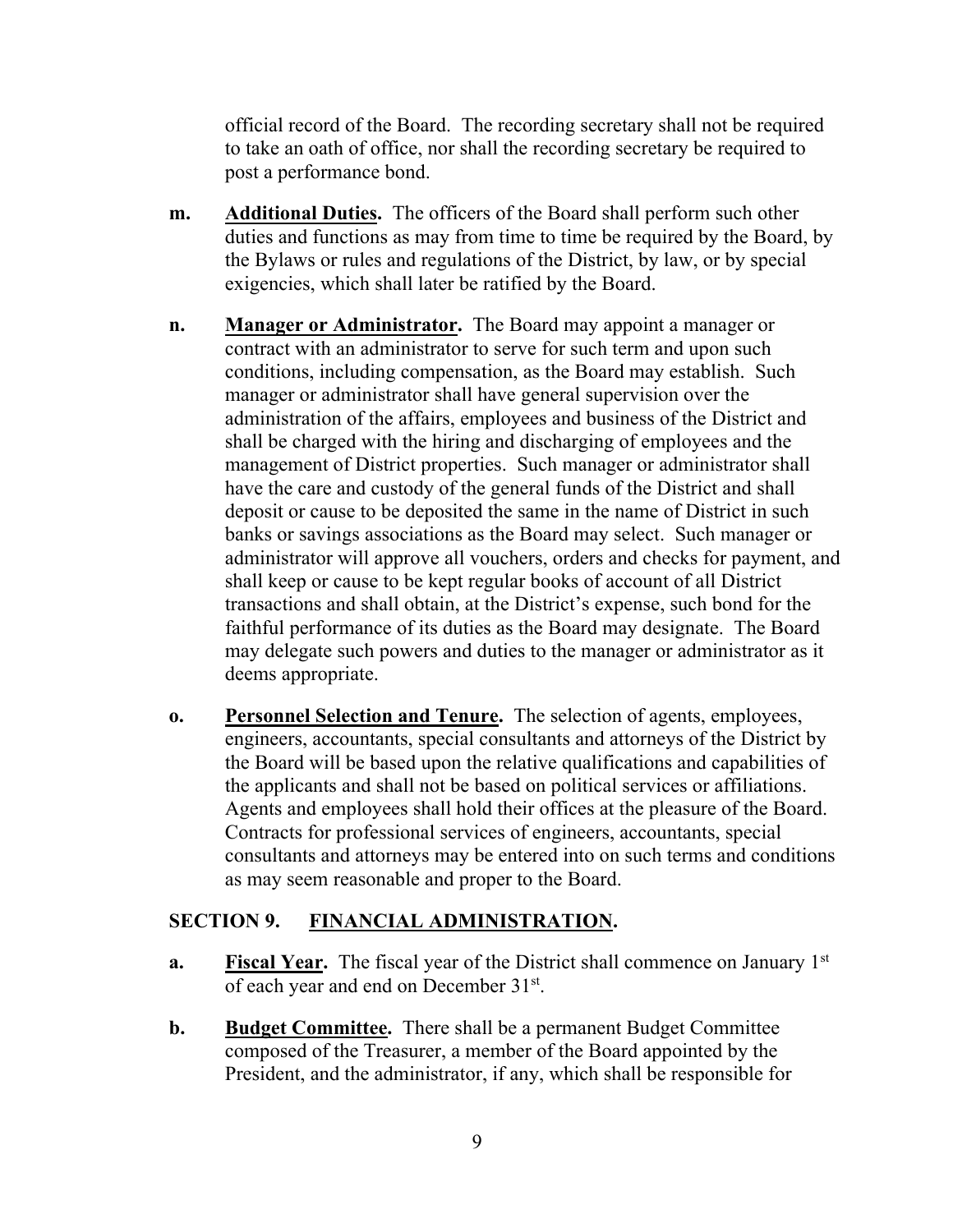official record of the Board. The recording secretary shall not be required to take an oath of office, nor shall the recording secretary be required to post a performance bond.

**m.** **Additional Duties.** The officers of the Board shall perform such other duties and functions as may from time to time be required by the Board, by the Bylaws or rules and regulations of the District, by law, or by special exigencies, which shall later be ratified by the Board.

**n.** **Manager or Administrator.** The Board may appoint a manager or contract with an administrator to serve for such term and upon such conditions, including compensation, as the Board may establish. Such manager or administrator shall have general supervision over the administration of the affairs, employees and business of the District and shall be charged with the hiring and discharging of employees and the management of District properties. Such manager or administrator shall have the care and custody of the general funds of the District and shall deposit or cause to be deposited the same in the name of District in such banks or savings associations as the Board may select. Such manager or administrator will approve all vouchers, orders and checks for payment, and shall keep or cause to be kept regular books of account of all District transactions and shall obtain, at the District's expense, such bond for the faithful performance of its duties as the Board may designate. The Board may delegate such powers and duties to the manager or administrator as it deems appropriate.

**o.** **Personnel Selection and Tenure.** The selection of agents, employees, engineers, accountants, special consultants and attorneys of the District by the Board will be based upon the relative qualifications and capabilities of the applicants and shall not be based on political services or affiliations. Agents and employees shall hold their offices at the pleasure of the Board. Contracts for professional services of engineers, accountants, special consultants and attorneys may be entered into on such terms and conditions as may seem reasonable and proper to the Board.

## SECTION 9. FINANCIAL ADMINISTRATION.

**a.** **Fiscal Year.** The fiscal year of the District shall commence on January 1st of each year and end on December 31st.

**b.** **Budget Committee.** There shall be a permanent Budget Committee composed of the Treasurer, a member of the Board appointed by the President, and the administrator, if any, which shall be responsible for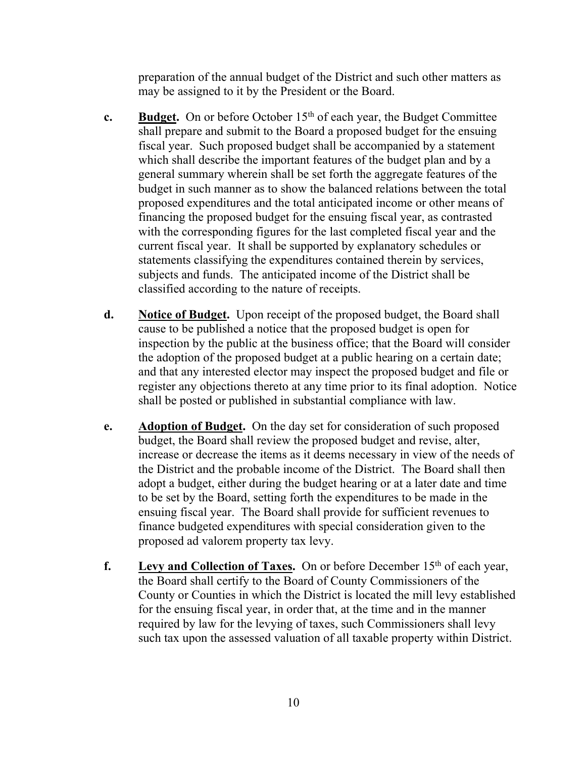preparation of the annual budget of the District and such other matters as may be assigned to it by the President or the Board.

**c.** **<u>Budget</u>.** On or before October 15th of each year, the Budget Committee shall prepare and submit to the Board a proposed budget for the ensuing fiscal year. Such proposed budget shall be accompanied by a statement which shall describe the important features of the budget plan and by a general summary wherein shall be set forth the aggregate features of the budget in such manner as to show the balanced relations between the total proposed expenditures and the total anticipated income or other means of financing the proposed budget for the ensuing fiscal year, as contrasted with the corresponding figures for the last completed fiscal year and the current fiscal year. It shall be supported by explanatory schedules or statements classifying the expenditures contained therein by services, subjects and funds. The anticipated income of the District shall be classified according to the nature of receipts.

**d.** **<u>Notice of Budget</u>.** Upon receipt of the proposed budget, the Board shall cause to be published a notice that the proposed budget is open for inspection by the public at the business office; that the Board will consider the adoption of the proposed budget at a public hearing on a certain date; and that any interested elector may inspect the proposed budget and file or register any objections thereto at any time prior to its final adoption. Notice shall be posted or published in substantial compliance with law.

**e.** **<u>Adoption of Budget</u>.** On the day set for consideration of such proposed budget, the Board shall review the proposed budget and revise, alter, increase or decrease the items as it deems necessary in view of the needs of the District and the probable income of the District. The Board shall then adopt a budget, either during the budget hearing or at a later date and time to be set by the Board, setting forth the expenditures to be made in the ensuing fiscal year. The Board shall provide for sufficient revenues to finance budgeted expenditures with special consideration given to the proposed ad valorem property tax levy.

**f.** **<u>Levy and Collection of Taxes</u>.** On or before December 15th of each year, the Board shall certify to the Board of County Commissioners of the County or Counties in which the District is located the mill levy established for the ensuing fiscal year, in order that, at the time and in the manner required by law for the levying of taxes, such Commissioners shall levy such tax upon the assessed valuation of all taxable property within District.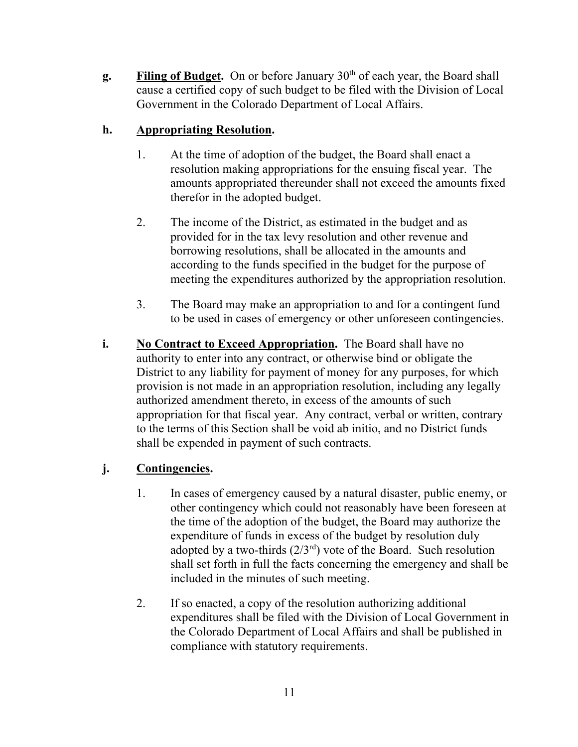**g.** **Filing of Budget.** On or before January 30th of each year, the Board shall cause a certified copy of such budget to be filed with the Division of Local Government in the Colorado Department of Local Affairs.

**h.** **Appropriating Resolution.**

1. At the time of adoption of the budget, the Board shall enact a resolution making appropriations for the ensuing fiscal year. The amounts appropriated thereunder shall not exceed the amounts fixed therefor in the adopted budget.

2. The income of the District, as estimated in the budget and as provided for in the tax levy resolution and other revenue and borrowing resolutions, shall be allocated in the amounts and according to the funds specified in the budget for the purpose of meeting the expenditures authorized by the appropriation resolution.

3. The Board may make an appropriation to and for a contingent fund to be used in cases of emergency or other unforeseen contingencies.

**i.** **No Contract to Exceed Appropriation.** The Board shall have no authority to enter into any contract, or otherwise bind or obligate the District to any liability for payment of money for any purposes, for which provision is not made in an appropriation resolution, including any legally authorized amendment thereto, in excess of the amounts of such appropriation for that fiscal year. Any contract, verbal or written, contrary to the terms of this Section shall be void ab initio, and no District funds shall be expended in payment of such contracts.

**j.** **Contingencies.**

1. In cases of emergency caused by a natural disaster, public enemy, or other contingency which could not reasonably have been foreseen at the time of the adoption of the budget, the Board may authorize the expenditure of funds in excess of the budget by resolution duly adopted by a two-thirds (2/3rd) vote of the Board. Such resolution shall set forth in full the facts concerning the emergency and shall be included in the minutes of such meeting.

2. If so enacted, a copy of the resolution authorizing additional expenditures shall be filed with the Division of Local Government in the Colorado Department of Local Affairs and shall be published in compliance with statutory requirements.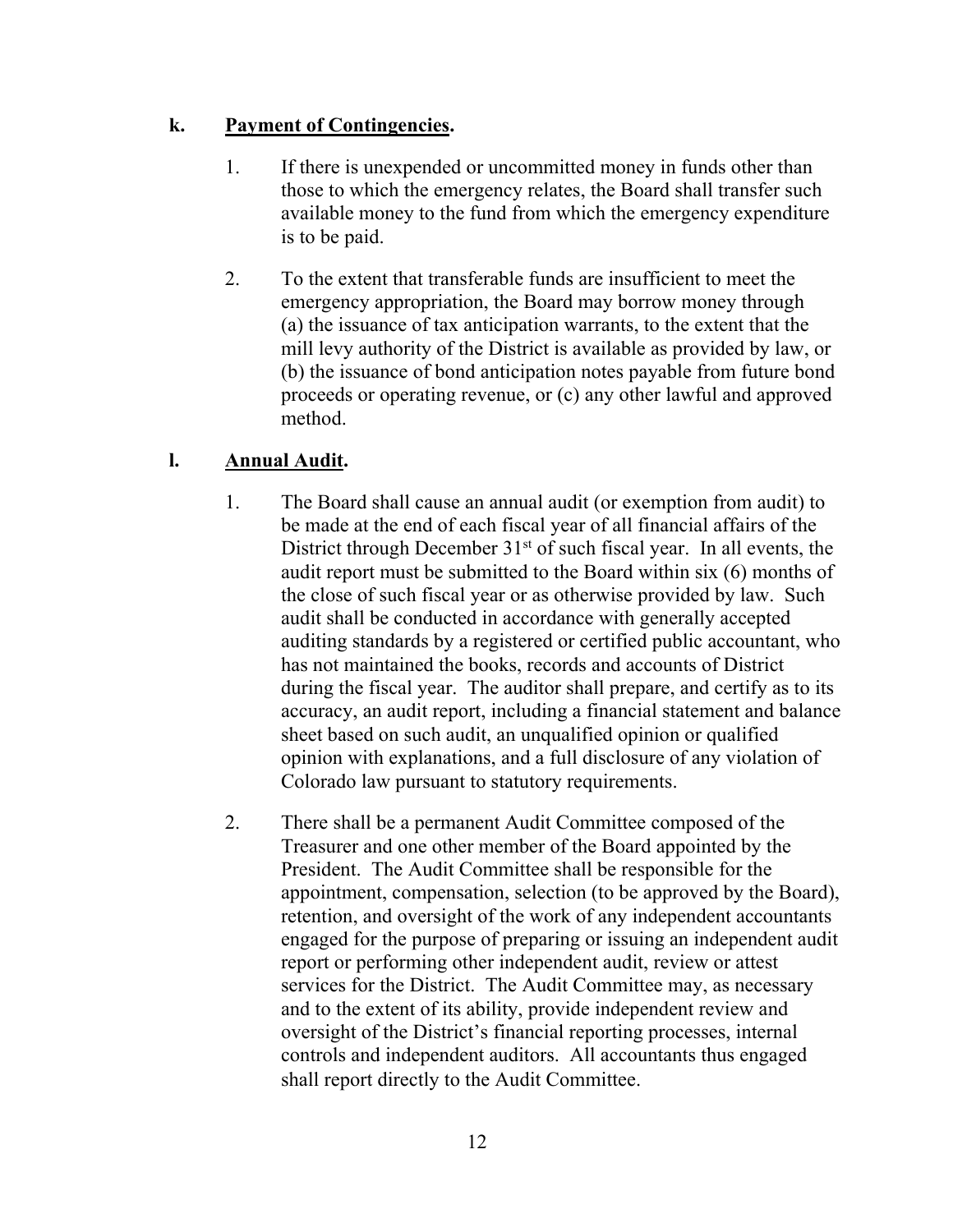**k.** **<u>Payment of Contingencies</u>.**

1. If there is unexpended or uncommitted money in funds other than those to which the emergency relates, the Board shall transfer such available money to the fund from which the emergency expenditure is to be paid.

2. To the extent that transferable funds are insufficient to meet the emergency appropriation, the Board may borrow money through (a) the issuance of tax anticipation warrants, to the extent that the mill levy authority of the District is available as provided by law, or (b) the issuance of bond anticipation notes payable from future bond proceeds or operating revenue, or (c) any other lawful and approved method.

**l.** **<u>Annual Audit</u>.**

1. The Board shall cause an annual audit (or exemption from audit) to be made at the end of each fiscal year of all financial affairs of the District through December 31st of such fiscal year. In all events, the audit report must be submitted to the Board within six (6) months of the close of such fiscal year or as otherwise provided by law. Such audit shall be conducted in accordance with generally accepted auditing standards by a registered or certified public accountant, who has not maintained the books, records and accounts of District during the fiscal year. The auditor shall prepare, and certify as to its accuracy, an audit report, including a financial statement and balance sheet based on such audit, an unqualified opinion or qualified opinion with explanations, and a full disclosure of any violation of Colorado law pursuant to statutory requirements.

2. There shall be a permanent Audit Committee composed of the Treasurer and one other member of the Board appointed by the President. The Audit Committee shall be responsible for the appointment, compensation, selection (to be approved by the Board), retention, and oversight of the work of any independent accountants engaged for the purpose of preparing or issuing an independent audit report or performing other independent audit, review or attest services for the District. The Audit Committee may, as necessary and to the extent of its ability, provide independent review and oversight of the District's financial reporting processes, internal controls and independent auditors. All accountants thus engaged shall report directly to the Audit Committee.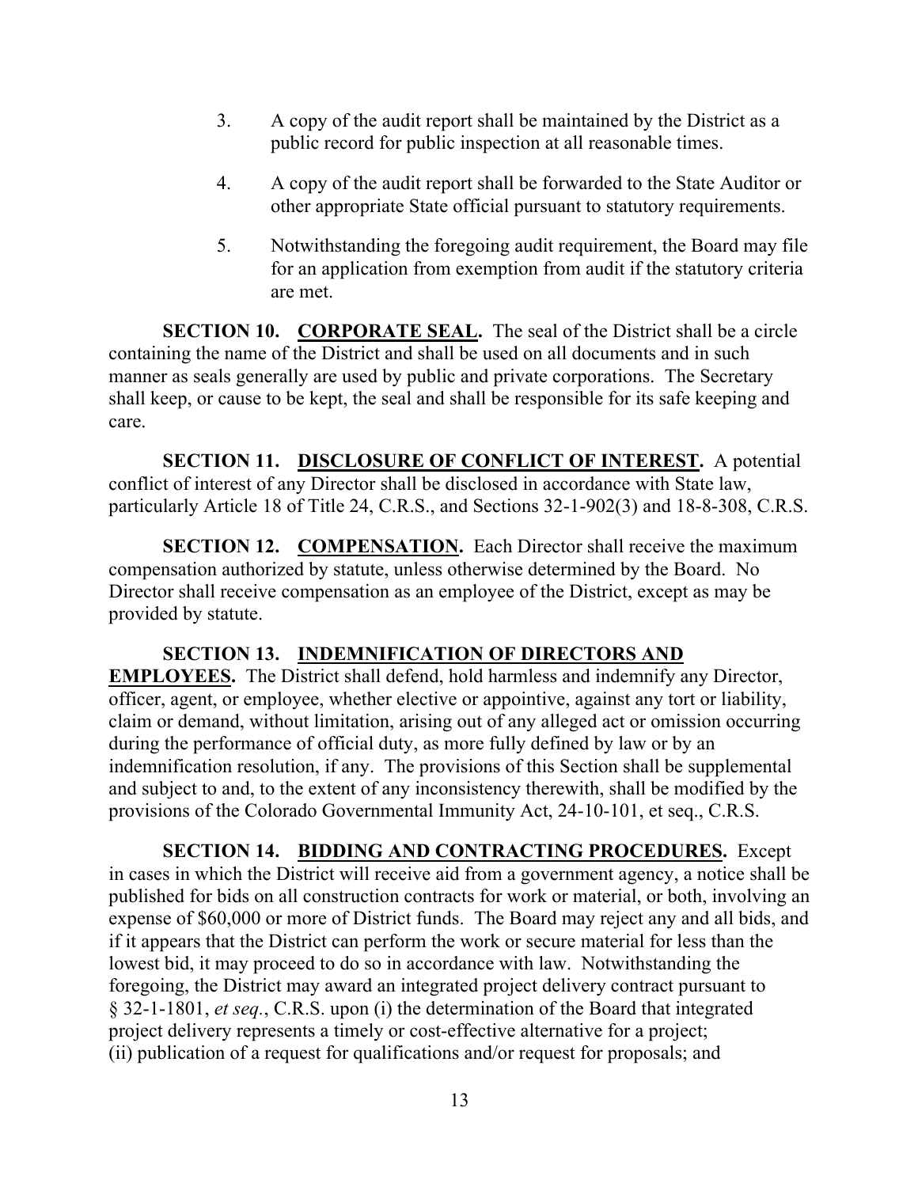3. A copy of the audit report shall be maintained by the District as a public record for public inspection at all reasonable times.

4. A copy of the audit report shall be forwarded to the State Auditor or other appropriate State official pursuant to statutory requirements.

5. Notwithstanding the foregoing audit requirement, the Board may file for an application from exemption from audit if the statutory criteria are met.

**SECTION 10. <u>CORPORATE SEAL</u>.** The seal of the District shall be a circle containing the name of the District and shall be used on all documents and in such manner as seals generally are used by public and private corporations. The Secretary shall keep, or cause to be kept, the seal and shall be responsible for its safe keeping and care.

**SECTION 11. <u>DISCLOSURE OF CONFLICT OF INTEREST</u>.** A potential conflict of interest of any Director shall be disclosed in accordance with State law, particularly Article 18 of Title 24, C.R.S., and Sections 32-1-902(3) and 18-8-308, C.R.S.

**SECTION 12. <u>COMPENSATION</u>.** Each Director shall receive the maximum compensation authorized by statute, unless otherwise determined by the Board. No Director shall receive compensation as an employee of the District, except as may be provided by statute.

**SECTION 13. <u>INDEMNIFICATION OF DIRECTORS AND EMPLOYEES</u>.** The District shall defend, hold harmless and indemnify any Director, officer, agent, or employee, whether elective or appointive, against any tort or liability, claim or demand, without limitation, arising out of any alleged act or omission occurring during the performance of official duty, as more fully defined by law or by an indemnification resolution, if any. The provisions of this Section shall be supplemental and subject to and, to the extent of any inconsistency therewith, shall be modified by the provisions of the Colorado Governmental Immunity Act, 24-10-101, et seq., C.R.S.

**SECTION 14. <u>BIDDING AND CONTRACTING PROCEDURES</u>.** Except in cases in which the District will receive aid from a government agency, a notice shall be published for bids on all construction contracts for work or material, or both, involving an expense of $60,000 or more of District funds. The Board may reject any and all bids, and if it appears that the District can perform the work or secure material for less than the lowest bid, it may proceed to do so in accordance with law. Notwithstanding the foregoing, the District may award an integrated project delivery contract pursuant to § 32-1-1801, *et seq.*, C.R.S. upon (i) the determination of the Board that integrated project delivery represents a timely or cost-effective alternative for a project; (ii) publication of a request for qualifications and/or request for proposals; and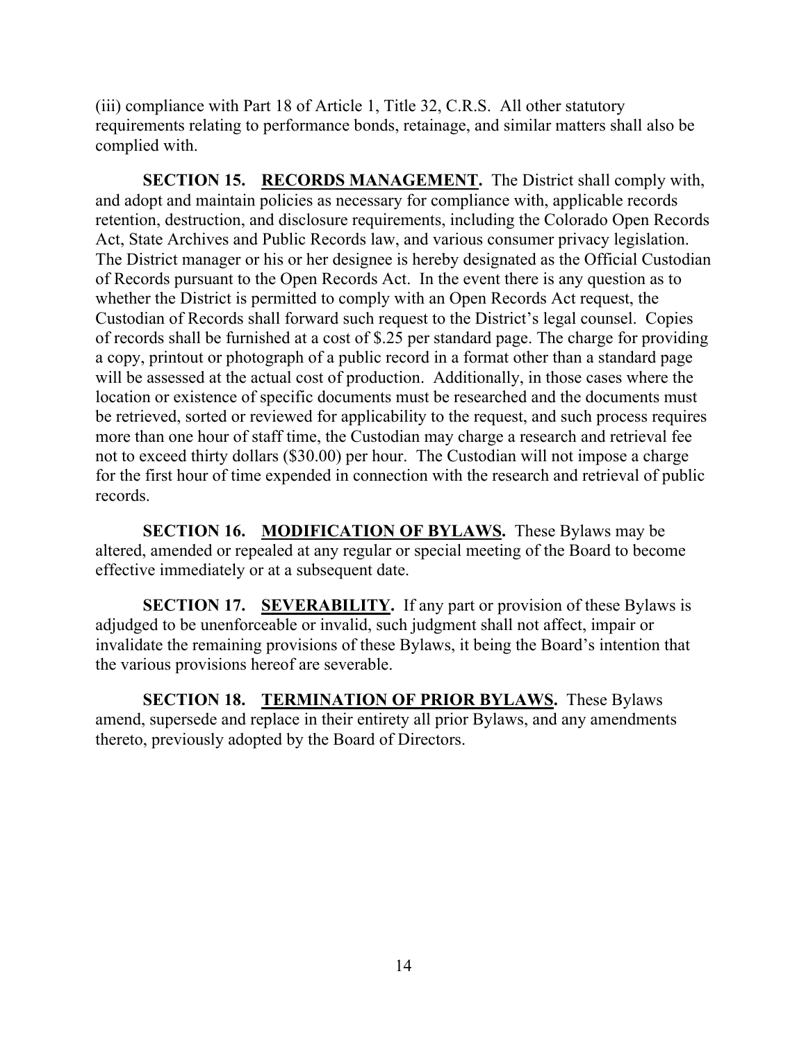(iii) compliance with Part 18 of Article 1, Title 32, C.R.S. All other statutory requirements relating to performance bonds, retainage, and similar matters shall also be complied with.

**SECTION 15. <u>RECORDS MANAGEMENT</u>.** The District shall comply with, and adopt and maintain policies as necessary for compliance with, applicable records retention, destruction, and disclosure requirements, including the Colorado Open Records Act, State Archives and Public Records law, and various consumer privacy legislation. The District manager or his or her designee is hereby designated as the Official Custodian of Records pursuant to the Open Records Act. In the event there is any question as to whether the District is permitted to comply with an Open Records Act request, the Custodian of Records shall forward such request to the District's legal counsel. Copies of records shall be furnished at a cost of $.25 per standard page. The charge for providing a copy, printout or photograph of a public record in a format other than a standard page will be assessed at the actual cost of production. Additionally, in those cases where the location or existence of specific documents must be researched and the documents must be retrieved, sorted or reviewed for applicability to the request, and such process requires more than one hour of staff time, the Custodian may charge a research and retrieval fee not to exceed thirty dollars ($30.00) per hour. The Custodian will not impose a charge for the first hour of time expended in connection with the research and retrieval of public records.

**SECTION 16. <u>MODIFICATION OF BYLAWS</u>.** These Bylaws may be altered, amended or repealed at any regular or special meeting of the Board to become effective immediately or at a subsequent date.

**SECTION 17. <u>SEVERABILITY</u>.** If any part or provision of these Bylaws is adjudged to be unenforceable or invalid, such judgment shall not affect, impair or invalidate the remaining provisions of these Bylaws, it being the Board's intention that the various provisions hereof are severable.

**SECTION 18. <u>TERMINATION OF PRIOR BYLAWS</u>.** These Bylaws amend, supersede and replace in their entirety all prior Bylaws, and any amendments thereto, previously adopted by the Board of Directors.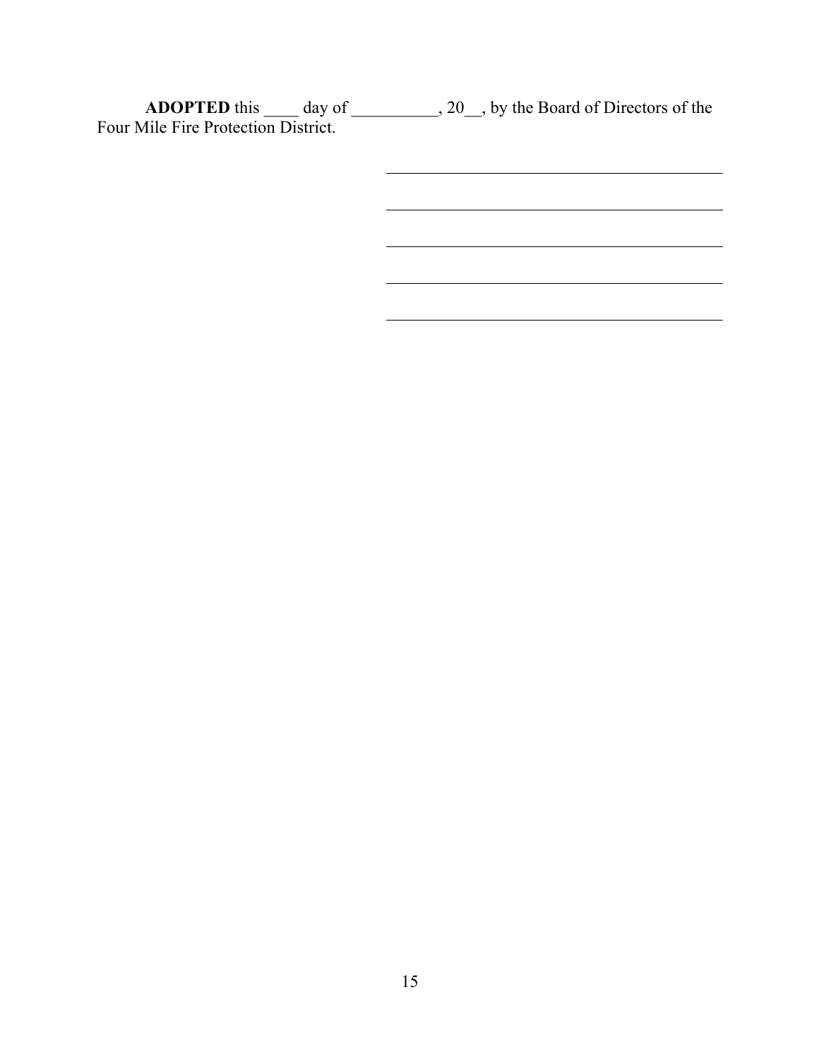**ADOPTED** this ____ day of __________, 20__, by the Board of Directors of the Four Mile Fire Protection District.

______________________________

______________________________

______________________________

______________________________

______________________________